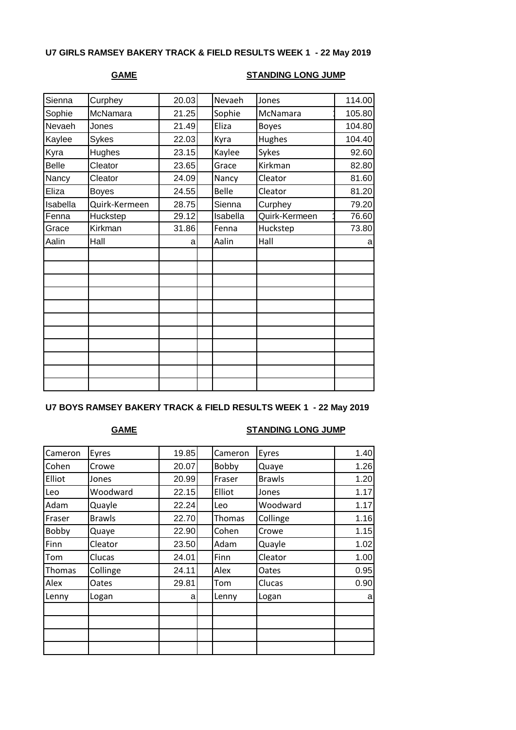**U7 GIRLS RAMSEY BAKERY TRACK & FIELD RESULTS WEEK 1 - 22 May 2019**

| GAME | | | | STANDING LONG JUMP | | |
|---|---|---|---|---|---|---|
| Sienna | Curphey | 20.03 | | Nevaeh | Jones | 114.00 |
| Sophie | McNamara | 21.25 | | Sophie | McNamara | 105.80 |
| Nevaeh | Jones | 21.49 | | Eliza | Boyes | 104.80 |
| Kaylee | Sykes | 22.03 | | Kyra | Hughes | 104.40 |
| Kyra | Hughes | 23.15 | | Kaylee | Sykes | 92.60 |
| Belle | Cleator | 23.65 | | Grace | Kirkman | 82.80 |
| Nancy | Cleator | 24.09 | | Nancy | Cleator | 81.60 |
| Eliza | Boyes | 24.55 | | Belle | Cleator | 81.20 |
| Isabella | Quirk-Kermeen | 28.75 | | Sienna | Curphey | 79.20 |
| Fenna | Huckstep | 29.12 | | Isabella | Quirk-Kermeen | 76.60 |
| Grace | Kirkman | 31.86 | | Fenna | Huckstep | 73.80 |
| Aalin | Hall | a | | Aalin | Hall | a |

**U7 BOYS RAMSEY BAKERY TRACK & FIELD RESULTS WEEK 1 - 22 May 2019**

| GAME | | | | STANDING LONG JUMP | | |
|---|---|---|---|---|---|---|
| Cameron | Eyres | 19.85 | | Cameron | Eyres | 1.40 |
| Cohen | Crowe | 20.07 | | Bobby | Quaye | 1.26 |
| Elliot | Jones | 20.99 | | Fraser | Brawls | 1.20 |
| Leo | Woodward | 22.15 | | Elliot | Jones | 1.17 |
| Adam | Quayle | 22.24 | | Leo | Woodward | 1.17 |
| Fraser | Brawls | 22.70 | | Thomas | Collinge | 1.16 |
| Bobby | Quaye | 22.90 | | Cohen | Crowe | 1.15 |
| Finn | Cleator | 23.50 | | Adam | Quayle | 1.02 |
| Tom | Clucas | 24.01 | | Finn | Cleator | 1.00 |
| Thomas | Collinge | 24.11 | | Alex | Oates | 0.95 |
| Alex | Oates | 29.81 | | Tom | Clucas | 0.90 |
| Lenny | Logan | a | | Lenny | Logan | a |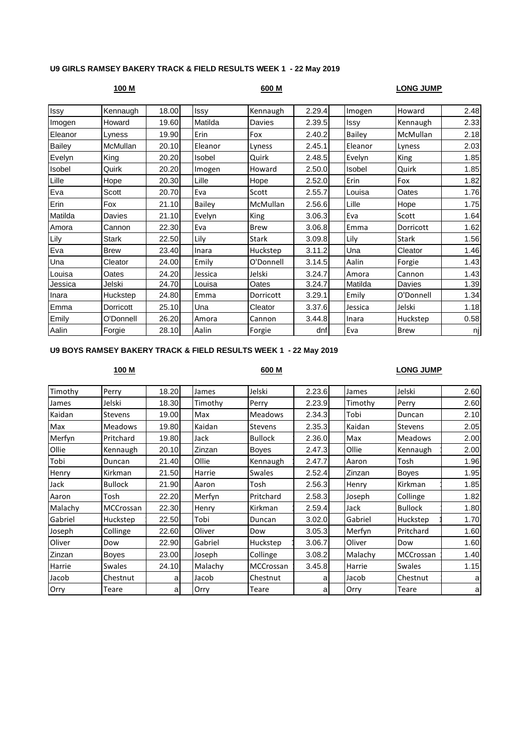**U9 GIRLS RAMSEY BAKERY TRACK & FIELD RESULTS WEEK 1 - 22 May 2019**

| 100 M | | | 600 M | | | LONG JUMP | | |
|---|---|---|---|---|---|---|---|---|
| Issy | Kennaugh | 18.00 | Issy | Kennaugh | 2.29.4 | Imogen | Howard | 2.48 |
| Imogen | Howard | 19.60 | Matilda | Davies | 2.39.5 | Issy | Kennaugh | 2.33 |
| Eleanor | Lyness | 19.90 | Erin | Fox | 2.40.2 | Bailey | McMullan | 2.18 |
| Bailey | McMullan | 20.10 | Eleanor | Lyness | 2.45.1 | Eleanor | Lyness | 2.03 |
| Evelyn | King | 20.20 | Isobel | Quirk | 2.48.5 | Evelyn | King | 1.85 |
| Isobel | Quirk | 20.20 | Imogen | Howard | 2.50.0 | Isobel | Quirk | 1.85 |
| Lille | Hope | 20.30 | Lille | Hope | 2.52.0 | Erin | Fox | 1.82 |
| Eva | Scott | 20.70 | Eva | Scott | 2.55.7 | Louisa | Oates | 1.76 |
| Erin | Fox | 21.10 | Bailey | McMullan | 2.56.6 | Lille | Hope | 1.75 |
| Matilda | Davies | 21.10 | Evelyn | King | 3.06.3 | Eva | Scott | 1.64 |
| Amora | Cannon | 22.30 | Eva | Brew | 3.06.8 | Emma | Dorricott | 1.62 |
| Lily | Stark | 22.50 | Lily | Stark | 3.09.8 | Lily | Stark | 1.56 |
| Eva | Brew | 23.40 | Inara | Huckstep | 3.11.2 | Una | Cleator | 1.46 |
| Una | Cleator | 24.00 | Emily | O'Donnell | 3.14.5 | Aalin | Forgie | 1.43 |
| Louisa | Oates | 24.20 | Jessica | Jelski | 3.24.7 | Amora | Cannon | 1.43 |
| Jessica | Jelski | 24.70 | Louisa | Oates | 3.24.7 | Matilda | Davies | 1.39 |
| Inara | Huckstep | 24.80 | Emma | Dorricott | 3.29.1 | Emily | O'Donnell | 1.34 |
| Emma | Dorricott | 25.10 | Una | Cleator | 3.37.6 | Jessica | Jelski | 1.18 |
| Emily | O'Donnell | 26.20 | Amora | Cannon | 3.44.8 | Inara | Huckstep | 0.58 |
| Aalin | Forgie | 28.10 | Aalin | Forgie | dnf | Eva | Brew | nj |

**U9 BOYS RAMSEY BAKERY TRACK & FIELD RESULTS WEEK 1 - 22 May 2019**

| 100 M | | | 600 M | | | LONG JUMP | | |
|---|---|---|---|---|---|---|---|---|
| Timothy | Perry | 18.20 | James | Jelski | 2.23.6 | James | Jelski | 2.60 |
| James | Jelski | 18.30 | Timothy | Perry | 2.23.9 | Timothy | Perry | 2.60 |
| Kaidan | Stevens | 19.00 | Max | Meadows | 2.34.3 | Tobi | Duncan | 2.10 |
| Max | Meadows | 19.80 | Kaidan | Stevens | 2.35.3 | Kaidan | Stevens | 2.05 |
| Merfyn | Pritchard | 19.80 | Jack | Bullock | 2.36.0 | Max | Meadows | 2.00 |
| Ollie | Kennaugh | 20.10 | Zinzan | Boyes | 2.47.3 | Ollie | Kennaugh | 2.00 |
| Tobi | Duncan | 21.40 | Ollie | Kennaugh | 2.47.7 | Aaron | Tosh | 1.96 |
| Henry | Kirkman | 21.50 | Harrie | Swales | 2.52.4 | Zinzan | Boyes | 1.95 |
| Jack | Bullock | 21.90 | Aaron | Tosh | 2.56.3 | Henry | Kirkman | 1.85 |
| Aaron | Tosh | 22.20 | Merfyn | Pritchard | 2.58.3 | Joseph | Collinge | 1.82 |
| Malachy | MCCrossan | 22.30 | Henry | Kirkman | 2.59.4 | Jack | Bullock | 1.80 |
| Gabriel | Huckstep | 22.50 | Tobi | Duncan | 3.02.0 | Gabriel | Huckstep | 1.70 |
| Joseph | Collinge | 22.60 | Oliver | Dow | 3.05.3 | Merfyn | Pritchard | 1.60 |
| Oliver | Dow | 22.90 | Gabriel | Huckstep | 3.06.7 | Oliver | Dow | 1.60 |
| Zinzan | Boyes | 23.00 | Joseph | Collinge | 3.08.2 | Malachy | MCCrossan | 1.40 |
| Harrie | Swales | 24.10 | Malachy | MCCrossan | 3.45.8 | Harrie | Swales | 1.15 |
| Jacob | Chestnut | a | Jacob | Chestnut | a | Jacob | Chestnut | a |
| Orry | Teare | a | Orry | Teare | a | Orry | Teare | a |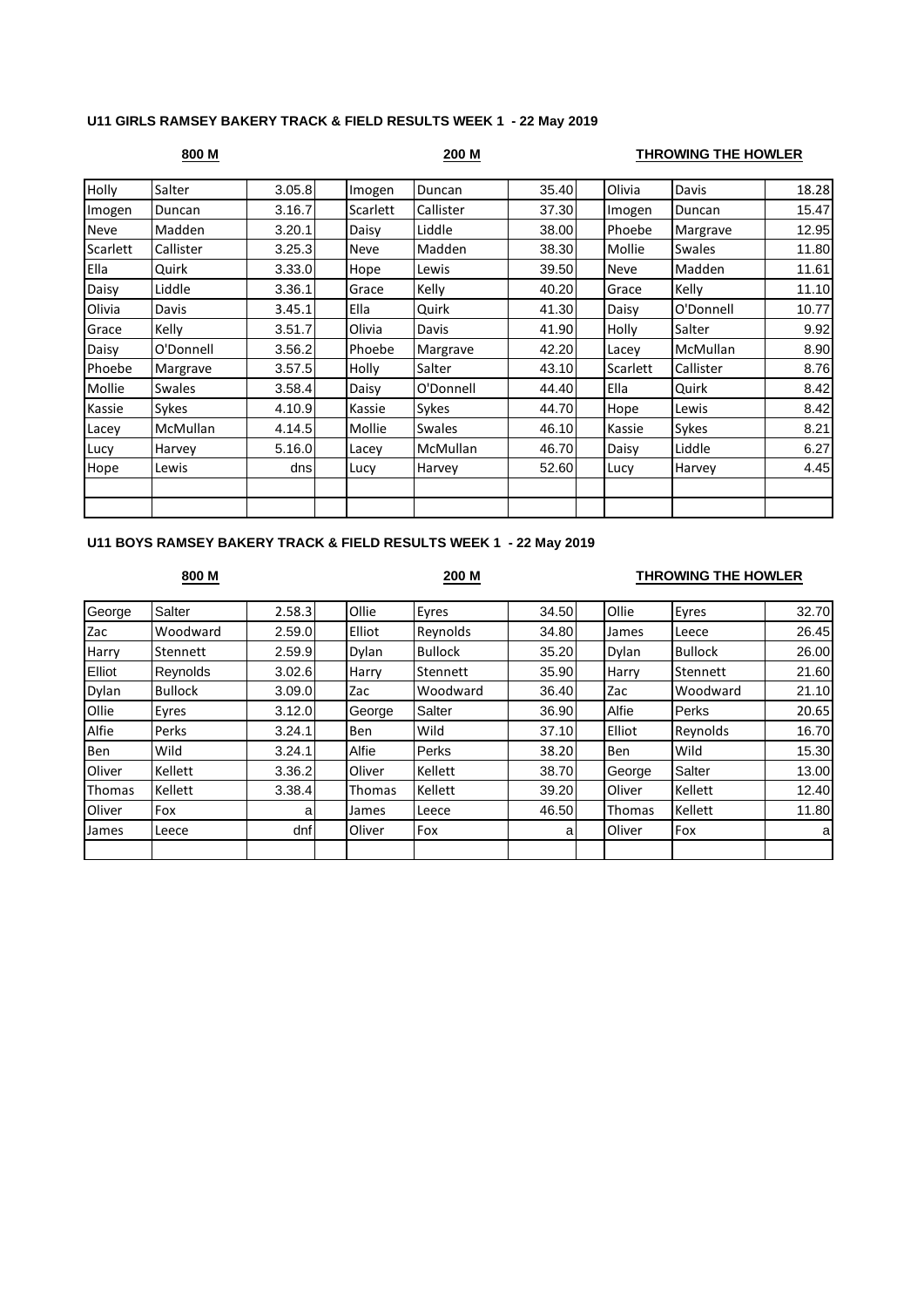**U11 GIRLS RAMSEY BAKERY TRACK & FIELD RESULTS WEEK 1 - 22 May 2019**

| 800 M | | | | 200 M | | | | THROWING THE HOWLER | | |
|---|---|---|---|---|---|---|---|---|---|---|
| Holly | Salter | 3.05.8 | | Imogen | Duncan | 35.40 | | Olivia | Davis | 18.28 |
| Imogen | Duncan | 3.16.7 | | Scarlett | Callister | 37.30 | | Imogen | Duncan | 15.47 |
| Neve | Madden | 3.20.1 | | Daisy | Liddle | 38.00 | | Phoebe | Margrave | 12.95 |
| Scarlett | Callister | 3.25.3 | | Neve | Madden | 38.30 | | Mollie | Swales | 11.80 |
| Ella | Quirk | 3.33.0 | | Hope | Lewis | 39.50 | | Neve | Madden | 11.61 |
| Daisy | Liddle | 3.36.1 | | Grace | Kelly | 40.20 | | Grace | Kelly | 11.10 |
| Olivia | Davis | 3.45.1 | | Ella | Quirk | 41.30 | | Daisy | O'Donnell | 10.77 |
| Grace | Kelly | 3.51.7 | | Olivia | Davis | 41.90 | | Holly | Salter | 9.92 |
| Daisy | O'Donnell | 3.56.2 | | Phoebe | Margrave | 42.20 | | Lacey | McMullan | 8.90 |
| Phoebe | Margrave | 3.57.5 | | Holly | Salter | 43.10 | | Scarlett | Callister | 8.76 |
| Mollie | Swales | 3.58.4 | | Daisy | O'Donnell | 44.40 | | Ella | Quirk | 8.42 |
| Kassie | Sykes | 4.10.9 | | Kassie | Sykes | 44.70 | | Hope | Lewis | 8.42 |
| Lacey | McMullan | 4.14.5 | | Mollie | Swales | 46.10 | | Kassie | Sykes | 8.21 |
| Lucy | Harvey | 5.16.0 | | Lacey | McMullan | 46.70 | | Daisy | Liddle | 6.27 |
| Hope | Lewis | dns | | Lucy | Harvey | 52.60 | | Lucy | Harvey | 4.45 |

**U11 BOYS RAMSEY BAKERY TRACK & FIELD RESULTS WEEK 1 - 22 May 2019**

| 800 M | | | | 200 M | | | | THROWING THE HOWLER | | |
|---|---|---|---|---|---|---|---|---|---|---|
| George | Salter | 2.58.3 | | Ollie | Eyres | 34.50 | | Ollie | Eyres | 32.70 |
| Zac | Woodward | 2.59.0 | | Elliot | Reynolds | 34.80 | | James | Leece | 26.45 |
| Harry | Stennett | 2.59.9 | | Dylan | Bullock | 35.20 | | Dylan | Bullock | 26.00 |
| Elliot | Reynolds | 3.02.6 | | Harry | Stennett | 35.90 | | Harry | Stennett | 21.60 |
| Dylan | Bullock | 3.09.0 | | Zac | Woodward | 36.40 | | Zac | Woodward | 21.10 |
| Ollie | Eyres | 3.12.0 | | George | Salter | 36.90 | | Alfie | Perks | 20.65 |
| Alfie | Perks | 3.24.1 | | Ben | Wild | 37.10 | | Elliot | Reynolds | 16.70 |
| Ben | Wild | 3.24.1 | | Alfie | Perks | 38.20 | | Ben | Wild | 15.30 |
| Oliver | Kellett | 3.36.2 | | Oliver | Kellett | 38.70 | | George | Salter | 13.00 |
| Thomas | Kellett | 3.38.4 | | Thomas | Kellett | 39.20 | | Oliver | Kellett | 12.40 |
| Oliver | Fox | a | | James | Leece | 46.50 | | Thomas | Kellett | 11.80 |
| James | Leece | dnf | | Oliver | Fox | a | | Oliver | Fox | a |